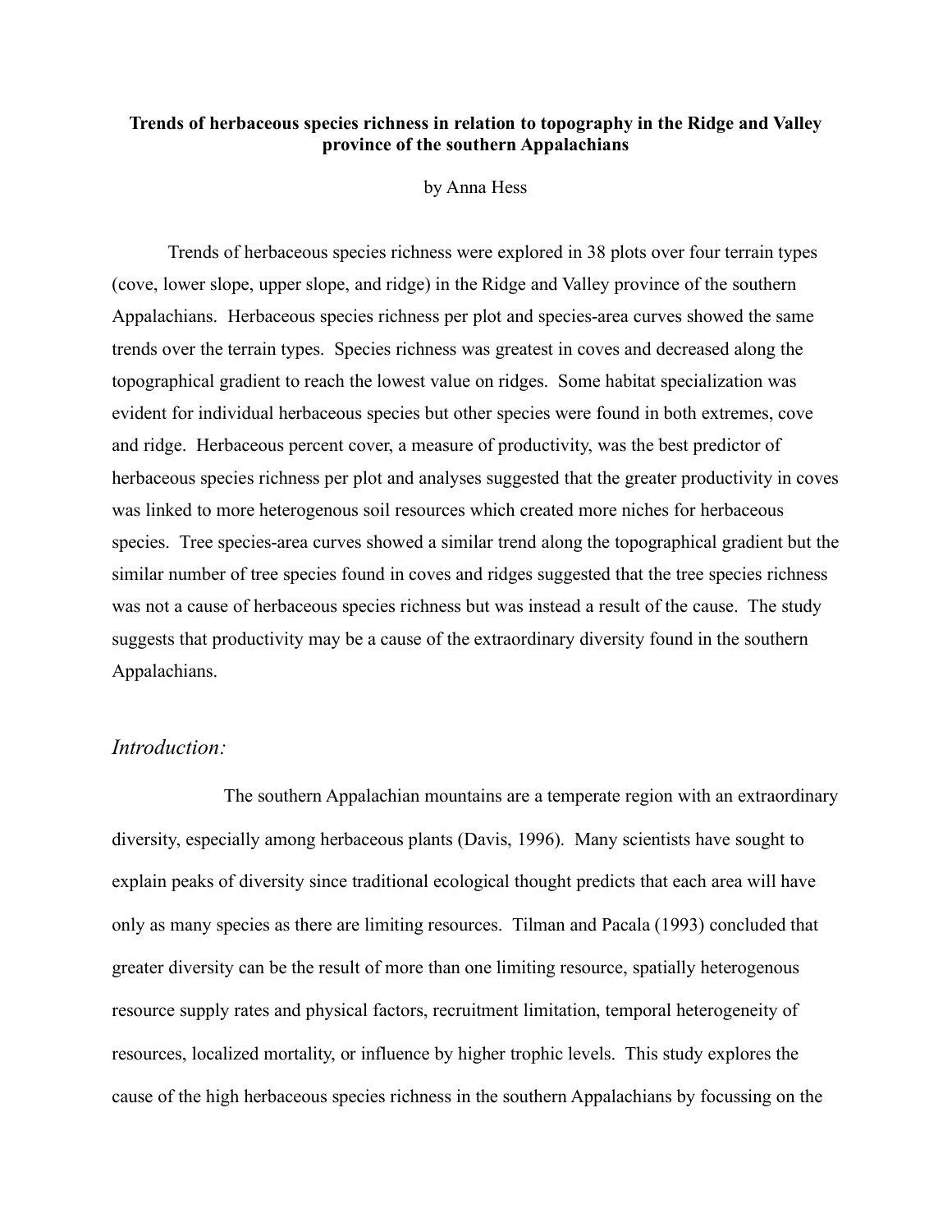**Trends of herbaceous species richness in relation to topography in the Ridge and Valley province of the southern Appalachians**

by Anna Hess

Trends of herbaceous species richness were explored in 38 plots over four terrain types (cove, lower slope, upper slope, and ridge) in the Ridge and Valley province of the southern Appalachians. Herbaceous species richness per plot and species-area curves showed the same trends over the terrain types. Species richness was greatest in coves and decreased along the topographical gradient to reach the lowest value on ridges. Some habitat specialization was evident for individual herbaceous species but other species were found in both extremes, cove and ridge. Herbaceous percent cover, a measure of productivity, was the best predictor of herbaceous species richness per plot and analyses suggested that the greater productivity in coves was linked to more heterogenous soil resources which created more niches for herbaceous species. Tree species-area curves showed a similar trend along the topographical gradient but the similar number of tree species found in coves and ridges suggested that the tree species richness was not a cause of herbaceous species richness but was instead a result of the cause. The study suggests that productivity may be a cause of the extraordinary diversity found in the southern Appalachians.

## *Introduction:*

The southern Appalachian mountains are a temperate region with an extraordinary diversity, especially among herbaceous plants (Davis, 1996). Many scientists have sought to explain peaks of diversity since traditional ecological thought predicts that each area will have only as many species as there are limiting resources. Tilman and Pacala (1993) concluded that greater diversity can be the result of more than one limiting resource, spatially heterogenous resource supply rates and physical factors, recruitment limitation, temporal heterogeneity of resources, localized mortality, or influence by higher trophic levels. This study explores the cause of the high herbaceous species richness in the southern Appalachians by focussing on the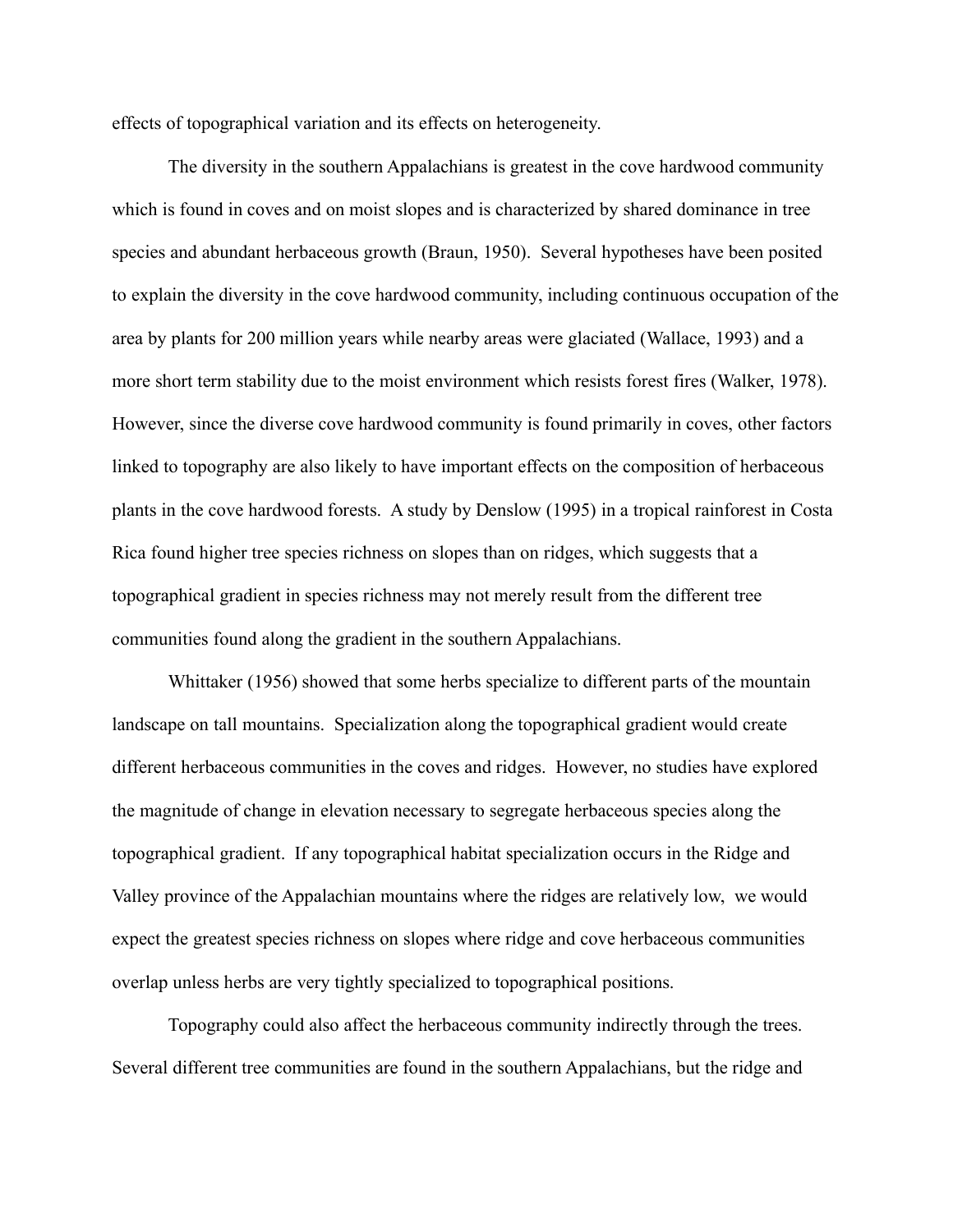effects of topographical variation and its effects on heterogeneity.

The diversity in the southern Appalachians is greatest in the cove hardwood community which is found in coves and on moist slopes and is characterized by shared dominance in tree species and abundant herbaceous growth (Braun, 1950). Several hypotheses have been posited to explain the diversity in the cove hardwood community, including continuous occupation of the area by plants for 200 million years while nearby areas were glaciated (Wallace, 1993) and a more short term stability due to the moist environment which resists forest fires (Walker, 1978). However, since the diverse cove hardwood community is found primarily in coves, other factors linked to topography are also likely to have important effects on the composition of herbaceous plants in the cove hardwood forests. A study by Denslow (1995) in a tropical rainforest in Costa Rica found higher tree species richness on slopes than on ridges, which suggests that a topographical gradient in species richness may not merely result from the different tree communities found along the gradient in the southern Appalachians.

Whittaker (1956) showed that some herbs specialize to different parts of the mountain landscape on tall mountains. Specialization along the topographical gradient would create different herbaceous communities in the coves and ridges. However, no studies have explored the magnitude of change in elevation necessary to segregate herbaceous species along the topographical gradient. If any topographical habitat specialization occurs in the Ridge and Valley province of the Appalachian mountains where the ridges are relatively low, we would expect the greatest species richness on slopes where ridge and cove herbaceous communities overlap unless herbs are very tightly specialized to topographical positions.

Topography could also affect the herbaceous community indirectly through the trees. Several different tree communities are found in the southern Appalachians, but the ridge and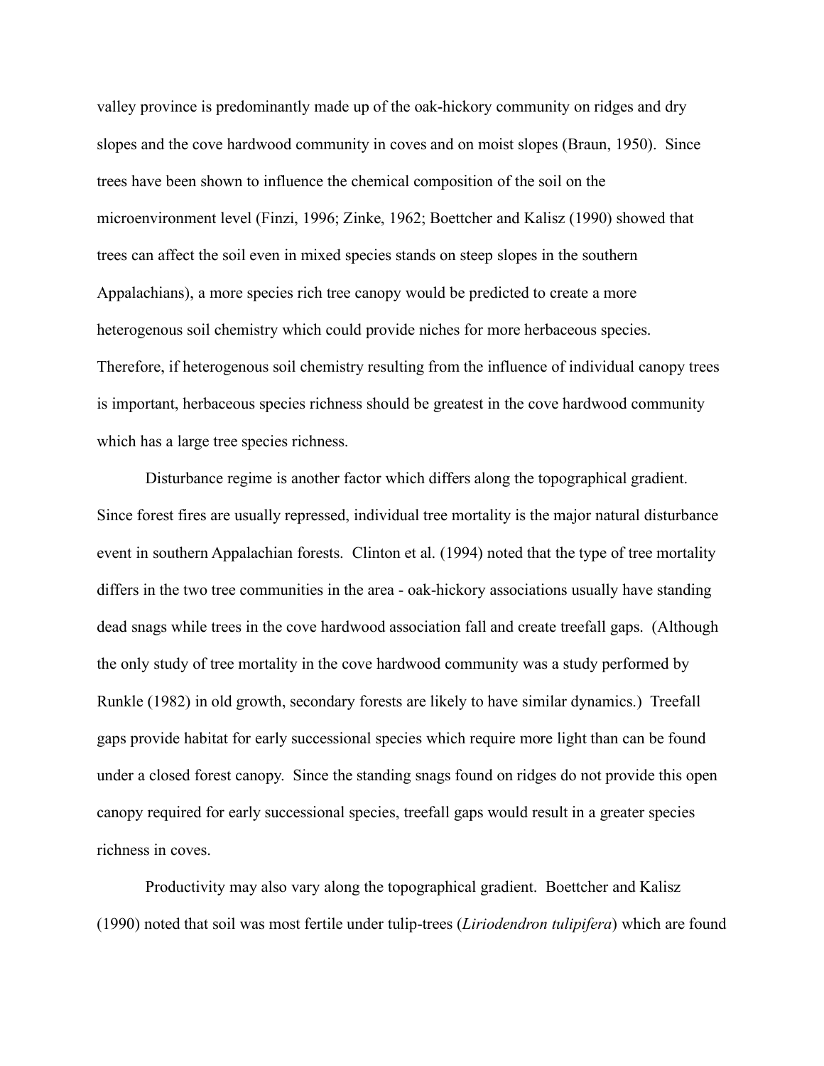valley province is predominantly made up of the oak-hickory community on ridges and dry slopes and the cove hardwood community in coves and on moist slopes (Braun, 1950). Since trees have been shown to influence the chemical composition of the soil on the microenvironment level (Finzi, 1996; Zinke, 1962; Boettcher and Kalisz (1990) showed that trees can affect the soil even in mixed species stands on steep slopes in the southern Appalachians), a more species rich tree canopy would be predicted to create a more heterogenous soil chemistry which could provide niches for more herbaceous species. Therefore, if heterogenous soil chemistry resulting from the influence of individual canopy trees is important, herbaceous species richness should be greatest in the cove hardwood community which has a large tree species richness.

Disturbance regime is another factor which differs along the topographical gradient. Since forest fires are usually repressed, individual tree mortality is the major natural disturbance event in southern Appalachian forests. Clinton et al. (1994) noted that the type of tree mortality differs in the two tree communities in the area - oak-hickory associations usually have standing dead snags while trees in the cove hardwood association fall and create treefall gaps. (Although the only study of tree mortality in the cove hardwood community was a study performed by Runkle (1982) in old growth, secondary forests are likely to have similar dynamics.) Treefall gaps provide habitat for early successional species which require more light than can be found under a closed forest canopy. Since the standing snags found on ridges do not provide this open canopy required for early successional species, treefall gaps would result in a greater species richness in coves.

Productivity may also vary along the topographical gradient. Boettcher and Kalisz (1990) noted that soil was most fertile under tulip-trees (*Liriodendron tulipifera*) which are found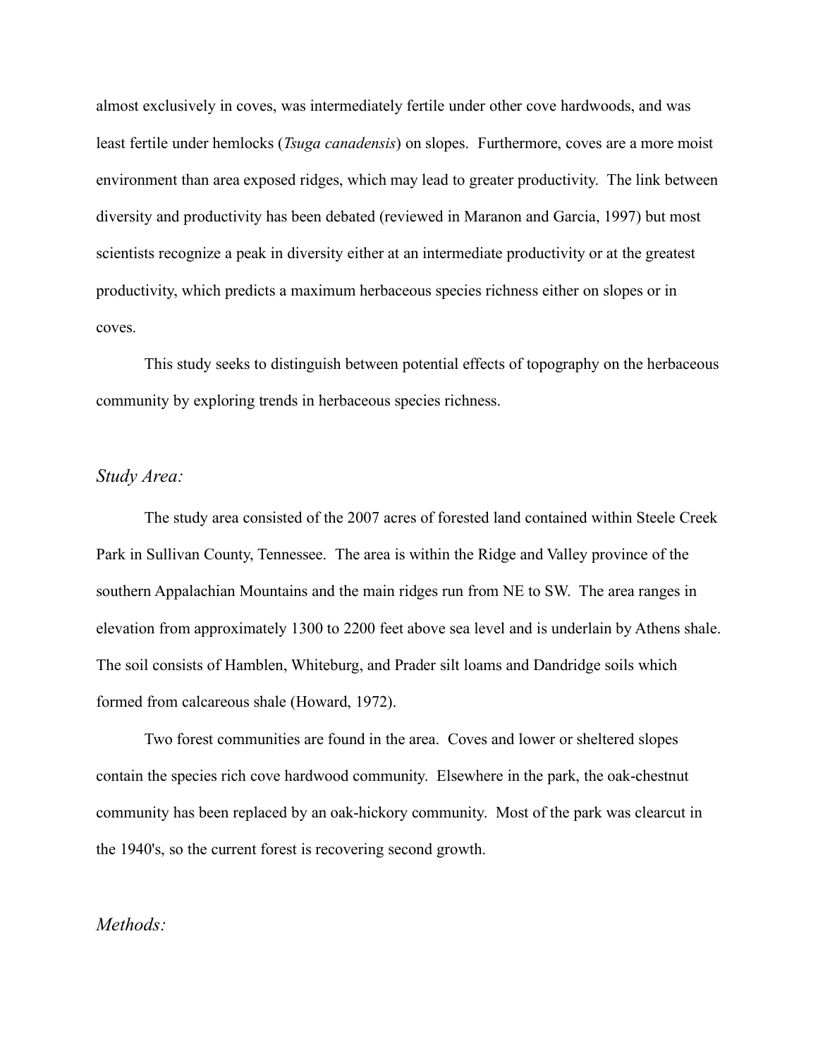almost exclusively in coves, was intermediately fertile under other cove hardwoods, and was least fertile under hemlocks (*Tsuga canadensis*) on slopes. Furthermore, coves are a more moist environment than area exposed ridges, which may lead to greater productivity. The link between diversity and productivity has been debated (reviewed in Maranon and Garcia, 1997) but most scientists recognize a peak in diversity either at an intermediate productivity or at the greatest productivity, which predicts a maximum herbaceous species richness either on slopes or in coves.

This study seeks to distinguish between potential effects of topography on the herbaceous community by exploring trends in herbaceous species richness.

## *Study Area:*

The study area consisted of the 2007 acres of forested land contained within Steele Creek Park in Sullivan County, Tennessee. The area is within the Ridge and Valley province of the southern Appalachian Mountains and the main ridges run from NE to SW. The area ranges in elevation from approximately 1300 to 2200 feet above sea level and is underlain by Athens shale. The soil consists of Hamblen, Whiteburg, and Prader silt loams and Dandridge soils which formed from calcareous shale (Howard, 1972).

Two forest communities are found in the area. Coves and lower or sheltered slopes contain the species rich cove hardwood community. Elsewhere in the park, the oak-chestnut community has been replaced by an oak-hickory community. Most of the park was clearcut in the 1940's, so the current forest is recovering second growth.

## *Methods:*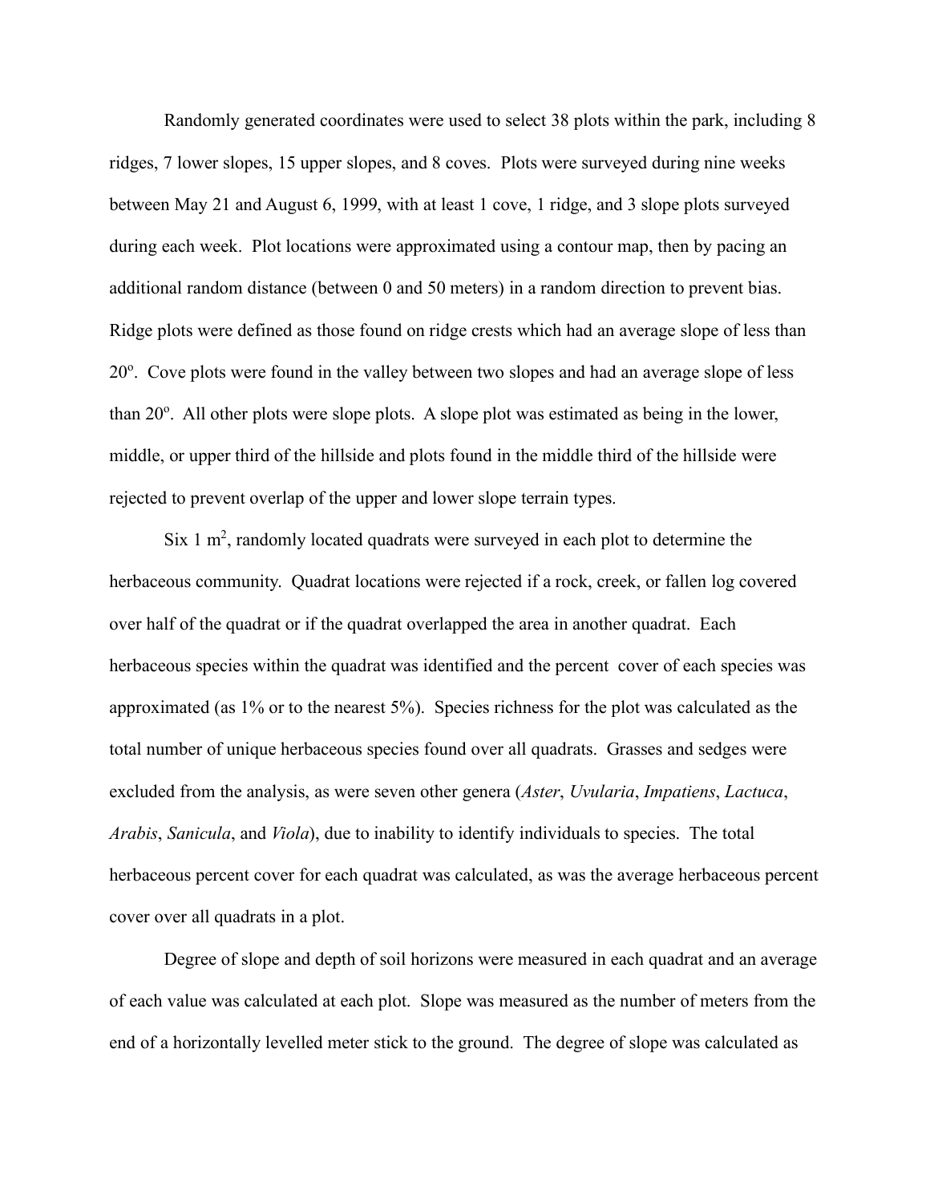Randomly generated coordinates were used to select 38 plots within the park, including 8 ridges, 7 lower slopes, 15 upper slopes, and 8 coves. Plots were surveyed during nine weeks between May 21 and August 6, 1999, with at least 1 cove, 1 ridge, and 3 slope plots surveyed during each week. Plot locations were approximated using a contour map, then by pacing an additional random distance (between 0 and 50 meters) in a random direction to prevent bias. Ridge plots were defined as those found on ridge crests which had an average slope of less than 20°. Cove plots were found in the valley between two slopes and had an average slope of less than 20°. All other plots were slope plots. A slope plot was estimated as being in the lower, middle, or upper third of the hillside and plots found in the middle third of the hillside were rejected to prevent overlap of the upper and lower slope terrain types.

Six 1 $m^2$, randomly located quadrats were surveyed in each plot to determine the herbaceous community. Quadrat locations were rejected if a rock, creek, or fallen log covered over half of the quadrat or if the quadrat overlapped the area in another quadrat. Each herbaceous species within the quadrat was identified and the percent cover of each species was approximated (as 1% or to the nearest 5%). Species richness for the plot was calculated as the total number of unique herbaceous species found over all quadrats. Grasses and sedges were excluded from the analysis, as were seven other genera (*Aster*, *Uvularia*, *Impatiens*, *Lactuca*, *Arabis*, *Sanicula*, and *Viola*), due to inability to identify individuals to species. The total herbaceous percent cover for each quadrat was calculated, as was the average herbaceous percent cover over all quadrats in a plot.

Degree of slope and depth of soil horizons were measured in each quadrat and an average of each value was calculated at each plot. Slope was measured as the number of meters from the end of a horizontally levelled meter stick to the ground. The degree of slope was calculated as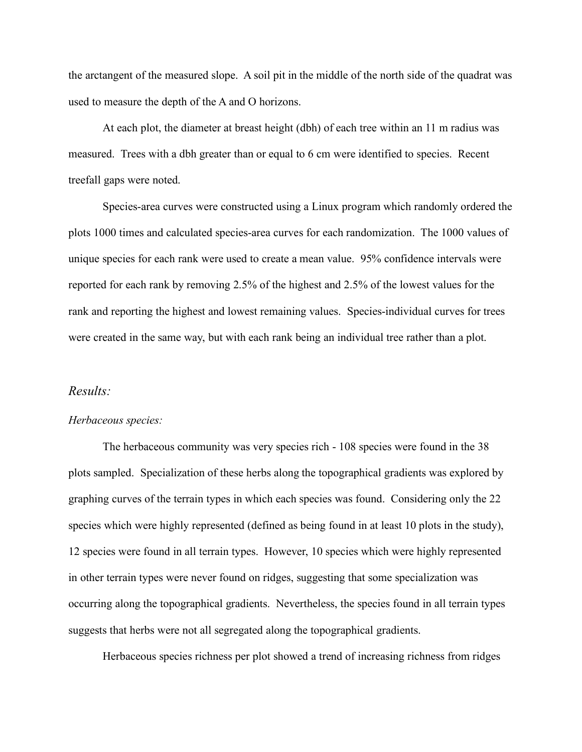the arctangent of the measured slope. A soil pit in the middle of the north side of the quadrat was used to measure the depth of the A and O horizons.

At each plot, the diameter at breast height (dbh) of each tree within an 11 m radius was measured. Trees with a dbh greater than or equal to 6 cm were identified to species. Recent treefall gaps were noted.

Species-area curves were constructed using a Linux program which randomly ordered the plots 1000 times and calculated species-area curves for each randomization. The 1000 values of unique species for each rank were used to create a mean value. 95% confidence intervals were reported for each rank by removing 2.5% of the highest and 2.5% of the lowest values for the rank and reporting the highest and lowest remaining values. Species-individual curves for trees were created in the same way, but with each rank being an individual tree rather than a plot.

## *Results:*

### *Herbaceous species:*

The herbaceous community was very species rich - 108 species were found in the 38 plots sampled. Specialization of these herbs along the topographical gradients was explored by graphing curves of the terrain types in which each species was found. Considering only the 22 species which were highly represented (defined as being found in at least 10 plots in the study), 12 species were found in all terrain types. However, 10 species which were highly represented in other terrain types were never found on ridges, suggesting that some specialization was occurring along the topographical gradients. Nevertheless, the species found in all terrain types suggests that herbs were not all segregated along the topographical gradients.

Herbaceous species richness per plot showed a trend of increasing richness from ridges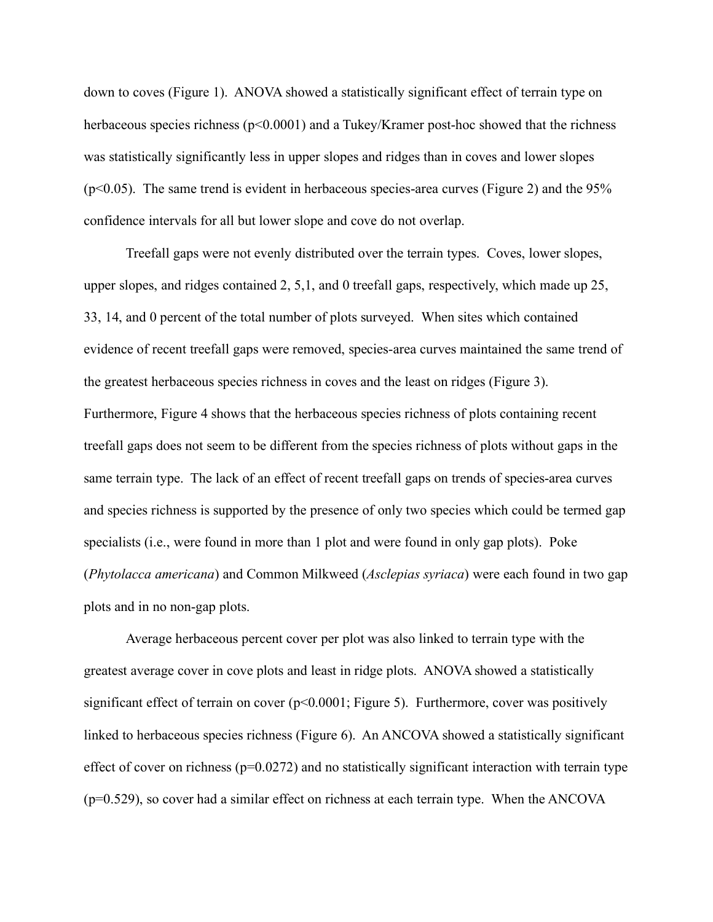down to coves (Figure 1). ANOVA showed a statistically significant effect of terrain type on herbaceous species richness ($p<0.0001$) and a Tukey/Kramer post-hoc showed that the richness was statistically significantly less in upper slopes and ridges than in coves and lower slopes ($p<0.05$). The same trend is evident in herbaceous species-area curves (Figure 2) and the 95% confidence intervals for all but lower slope and cove do not overlap.

Treefall gaps were not evenly distributed over the terrain types. Coves, lower slopes, upper slopes, and ridges contained 2, 5,1, and 0 treefall gaps, respectively, which made up 25, 33, 14, and 0 percent of the total number of plots surveyed. When sites which contained evidence of recent treefall gaps were removed, species-area curves maintained the same trend of the greatest herbaceous species richness in coves and the least on ridges (Figure 3). Furthermore, Figure 4 shows that the herbaceous species richness of plots containing recent treefall gaps does not seem to be different from the species richness of plots without gaps in the same terrain type. The lack of an effect of recent treefall gaps on trends of species-area curves and species richness is supported by the presence of only two species which could be termed gap specialists (i.e., were found in more than 1 plot and were found in only gap plots). Poke (*Phytolacca americana*) and Common Milkweed (*Asclepias syriaca*) were each found in two gap plots and in no non-gap plots.

Average herbaceous percent cover per plot was also linked to terrain type with the greatest average cover in cove plots and least in ridge plots. ANOVA showed a statistically significant effect of terrain on cover ($p<0.0001$; Figure 5). Furthermore, cover was positively linked to herbaceous species richness (Figure 6). An ANCOVA showed a statistically significant effect of cover on richness ($p=0.0272$) and no statistically significant interaction with terrain type ($p=0.529$), so cover had a similar effect on richness at each terrain type. When the ANCOVA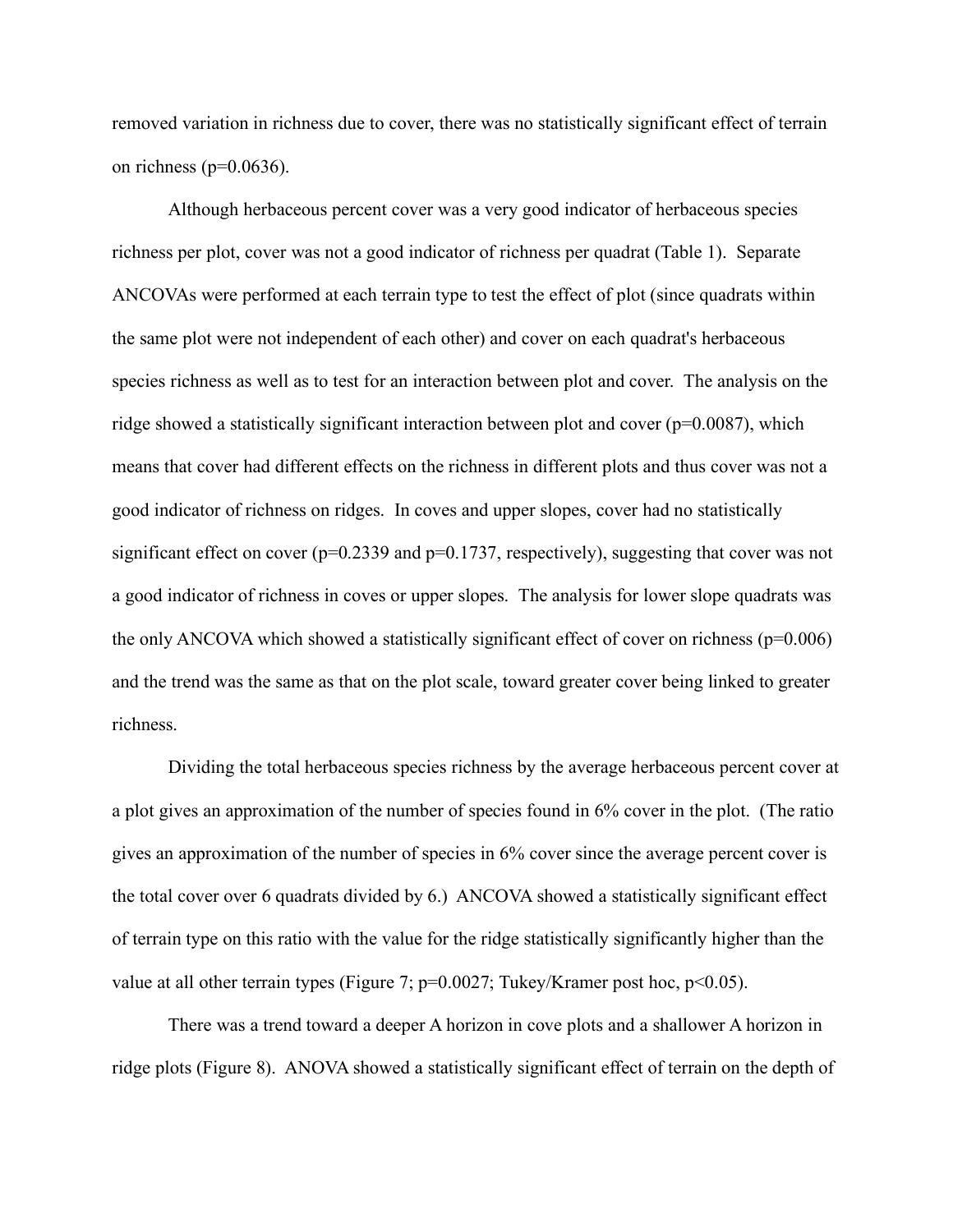removed variation in richness due to cover, there was no statistically significant effect of terrain on richness ($p=0.0636$).

Although herbaceous percent cover was a very good indicator of herbaceous species richness per plot, cover was not a good indicator of richness per quadrat (Table 1). Separate ANCOVAs were performed at each terrain type to test the effect of plot (since quadrats within the same plot were not independent of each other) and cover on each quadrat's herbaceous species richness as well as to test for an interaction between plot and cover. The analysis on the ridge showed a statistically significant interaction between plot and cover ($p=0.0087$), which means that cover had different effects on the richness in different plots and thus cover was not a good indicator of richness on ridges. In coves and upper slopes, cover had no statistically significant effect on cover ($p=0.2339$ and $p=0.1737$, respectively), suggesting that cover was not a good indicator of richness in coves or upper slopes. The analysis for lower slope quadrats was the only ANCOVA which showed a statistically significant effect of cover on richness ($p=0.006$) and the trend was the same as that on the plot scale, toward greater cover being linked to greater richness.

Dividing the total herbaceous species richness by the average herbaceous percent cover at a plot gives an approximation of the number of species found in 6% cover in the plot. (The ratio gives an approximation of the number of species in 6% cover since the average percent cover is the total cover over 6 quadrats divided by 6.) ANCOVA showed a statistically significant effect of terrain type on this ratio with the value for the ridge statistically significantly higher than the value at all other terrain types (Figure 7; $p=0.0027$; Tukey/Kramer post hoc, $p<0.05$).

There was a trend toward a deeper A horizon in cove plots and a shallower A horizon in ridge plots (Figure 8). ANOVA showed a statistically significant effect of terrain on the depth of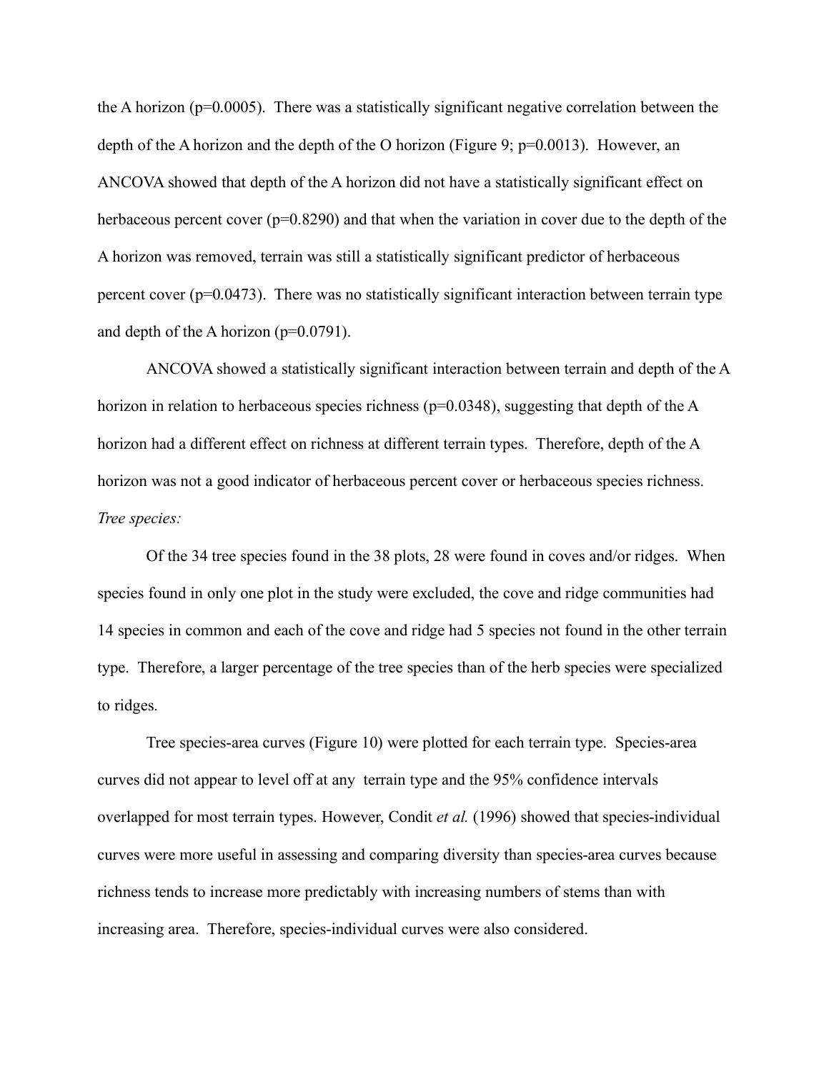the A horizon ($p=0.0005$). There was a statistically significant negative correlation between the depth of the A horizon and the depth of the O horizon (Figure 9; $p=0.0013$). However, an ANCOVA showed that depth of the A horizon did not have a statistically significant effect on herbaceous percent cover ($p=0.8290$) and that when the variation in cover due to the depth of the A horizon was removed, terrain was still a statistically significant predictor of herbaceous percent cover ($p=0.0473$). There was no statistically significant interaction between terrain type and depth of the A horizon ($p=0.0791$).

ANCOVA showed a statistically significant interaction between terrain and depth of the A horizon in relation to herbaceous species richness ($p=0.0348$), suggesting that depth of the A horizon had a different effect on richness at different terrain types. Therefore, depth of the A horizon was not a good indicator of herbaceous percent cover or herbaceous species richness.

*Tree species:*

Of the 34 tree species found in the 38 plots, 28 were found in coves and/or ridges. When species found in only one plot in the study were excluded, the cove and ridge communities had 14 species in common and each of the cove and ridge had 5 species not found in the other terrain type. Therefore, a larger percentage of the tree species than of the herb species were specialized to ridges.

Tree species-area curves (Figure 10) were plotted for each terrain type. Species-area curves did not appear to level off at any terrain type and the 95% confidence intervals overlapped for most terrain types. However, Condit *et al.* (1996) showed that species-individual curves were more useful in assessing and comparing diversity than species-area curves because richness tends to increase more predictably with increasing numbers of stems than with increasing area. Therefore, species-individual curves were also considered.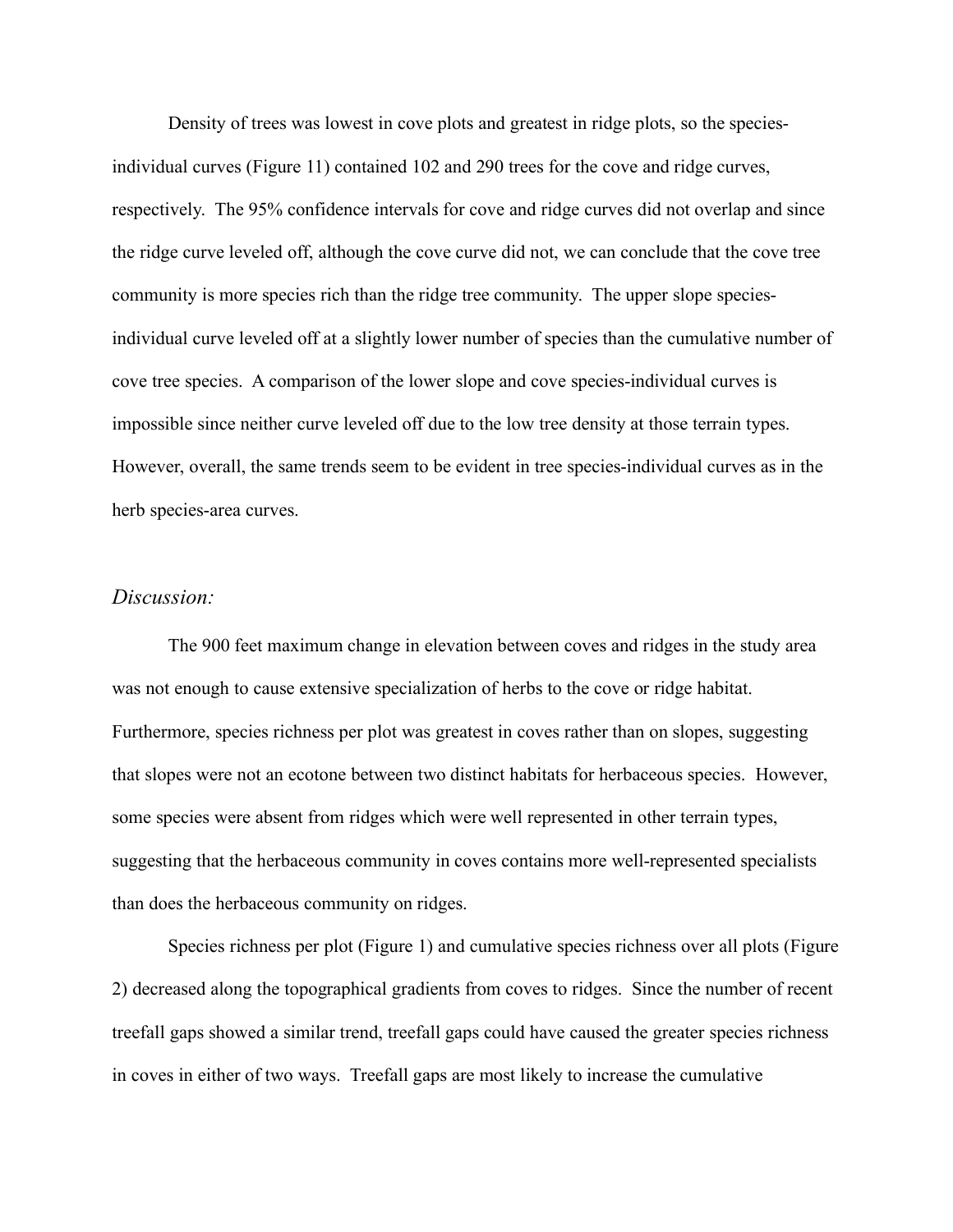Density of trees was lowest in cove plots and greatest in ridge plots, so the species-individual curves (Figure 11) contained 102 and 290 trees for the cove and ridge curves, respectively. The 95% confidence intervals for cove and ridge curves did not overlap and since the ridge curve leveled off, although the cove curve did not, we can conclude that the cove tree community is more species rich than the ridge tree community. The upper slope species-individual curve leveled off at a slightly lower number of species than the cumulative number of cove tree species. A comparison of the lower slope and cove species-individual curves is impossible since neither curve leveled off due to the low tree density at those terrain types. However, overall, the same trends seem to be evident in tree species-individual curves as in the herb species-area curves.

### *Discussion:*

The 900 feet maximum change in elevation between coves and ridges in the study area was not enough to cause extensive specialization of herbs to the cove or ridge habitat. Furthermore, species richness per plot was greatest in coves rather than on slopes, suggesting that slopes were not an ecotone between two distinct habitats for herbaceous species. However, some species were absent from ridges which were well represented in other terrain types, suggesting that the herbaceous community in coves contains more well-represented specialists than does the herbaceous community on ridges.

Species richness per plot (Figure 1) and cumulative species richness over all plots (Figure 2) decreased along the topographical gradients from coves to ridges. Since the number of recent treefall gaps showed a similar trend, treefall gaps could have caused the greater species richness in coves in either of two ways. Treefall gaps are most likely to increase the cumulative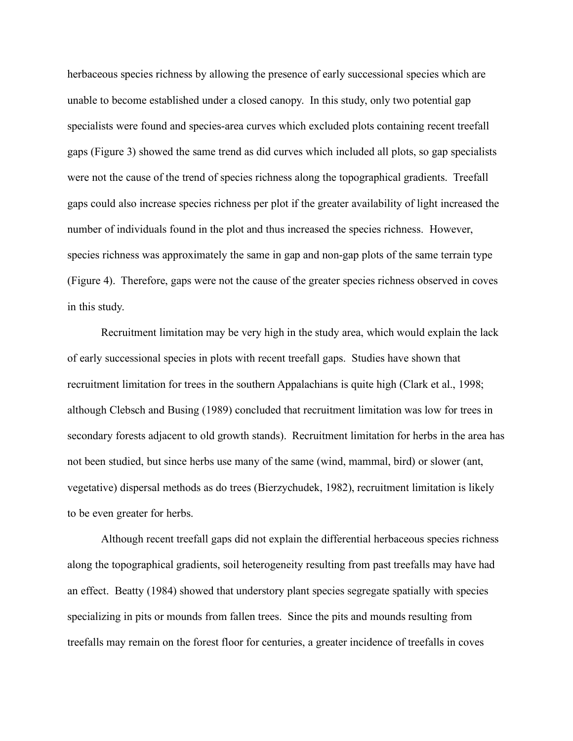herbaceous species richness by allowing the presence of early successional species which are unable to become established under a closed canopy. In this study, only two potential gap specialists were found and species-area curves which excluded plots containing recent treefall gaps (Figure 3) showed the same trend as did curves which included all plots, so gap specialists were not the cause of the trend of species richness along the topographical gradients. Treefall gaps could also increase species richness per plot if the greater availability of light increased the number of individuals found in the plot and thus increased the species richness. However, species richness was approximately the same in gap and non-gap plots of the same terrain type (Figure 4). Therefore, gaps were not the cause of the greater species richness observed in coves in this study.

Recruitment limitation may be very high in the study area, which would explain the lack of early successional species in plots with recent treefall gaps. Studies have shown that recruitment limitation for trees in the southern Appalachians is quite high (Clark et al., 1998; although Clebsch and Busing (1989) concluded that recruitment limitation was low for trees in secondary forests adjacent to old growth stands). Recruitment limitation for herbs in the area has not been studied, but since herbs use many of the same (wind, mammal, bird) or slower (ant, vegetative) dispersal methods as do trees (Bierzychudek, 1982), recruitment limitation is likely to be even greater for herbs.

Although recent treefall gaps did not explain the differential herbaceous species richness along the topographical gradients, soil heterogeneity resulting from past treefalls may have had an effect. Beatty (1984) showed that understory plant species segregate spatially with species specializing in pits or mounds from fallen trees. Since the pits and mounds resulting from treefalls may remain on the forest floor for centuries, a greater incidence of treefalls in coves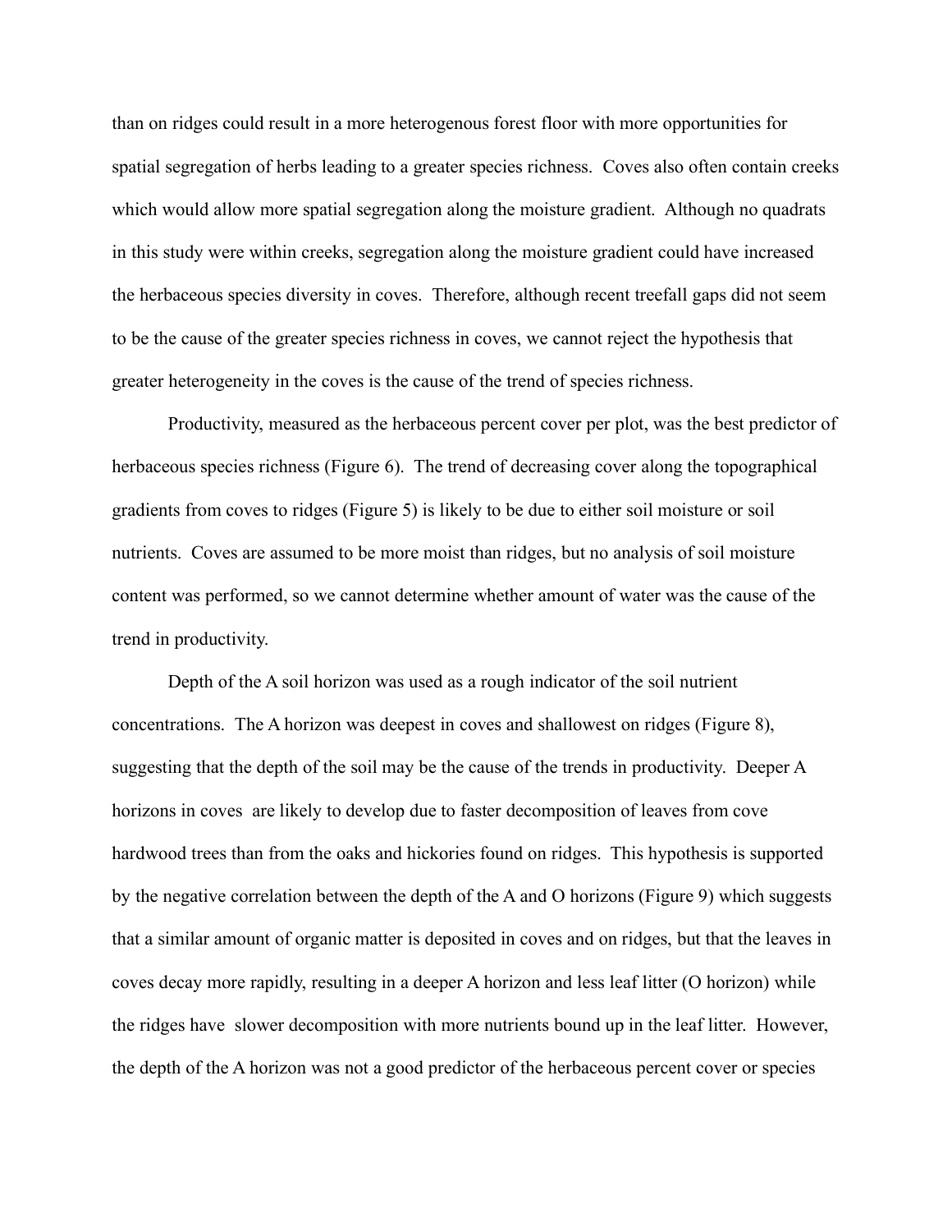than on ridges could result in a more heterogenous forest floor with more opportunities for spatial segregation of herbs leading to a greater species richness. Coves also often contain creeks which would allow more spatial segregation along the moisture gradient. Although no quadrats in this study were within creeks, segregation along the moisture gradient could have increased the herbaceous species diversity in coves. Therefore, although recent treefall gaps did not seem to be the cause of the greater species richness in coves, we cannot reject the hypothesis that greater heterogeneity in the coves is the cause of the trend of species richness.

Productivity, measured as the herbaceous percent cover per plot, was the best predictor of herbaceous species richness (Figure 6). The trend of decreasing cover along the topographical gradients from coves to ridges (Figure 5) is likely to be due to either soil moisture or soil nutrients. Coves are assumed to be more moist than ridges, but no analysis of soil moisture content was performed, so we cannot determine whether amount of water was the cause of the trend in productivity.

Depth of the A soil horizon was used as a rough indicator of the soil nutrient concentrations. The A horizon was deepest in coves and shallowest on ridges (Figure 8), suggesting that the depth of the soil may be the cause of the trends in productivity. Deeper A horizons in coves are likely to develop due to faster decomposition of leaves from cove hardwood trees than from the oaks and hickories found on ridges. This hypothesis is supported by the negative correlation between the depth of the A and O horizons (Figure 9) which suggests that a similar amount of organic matter is deposited in coves and on ridges, but that the leaves in coves decay more rapidly, resulting in a deeper A horizon and less leaf litter (O horizon) while the ridges have slower decomposition with more nutrients bound up in the leaf litter. However, the depth of the A horizon was not a good predictor of the herbaceous percent cover or species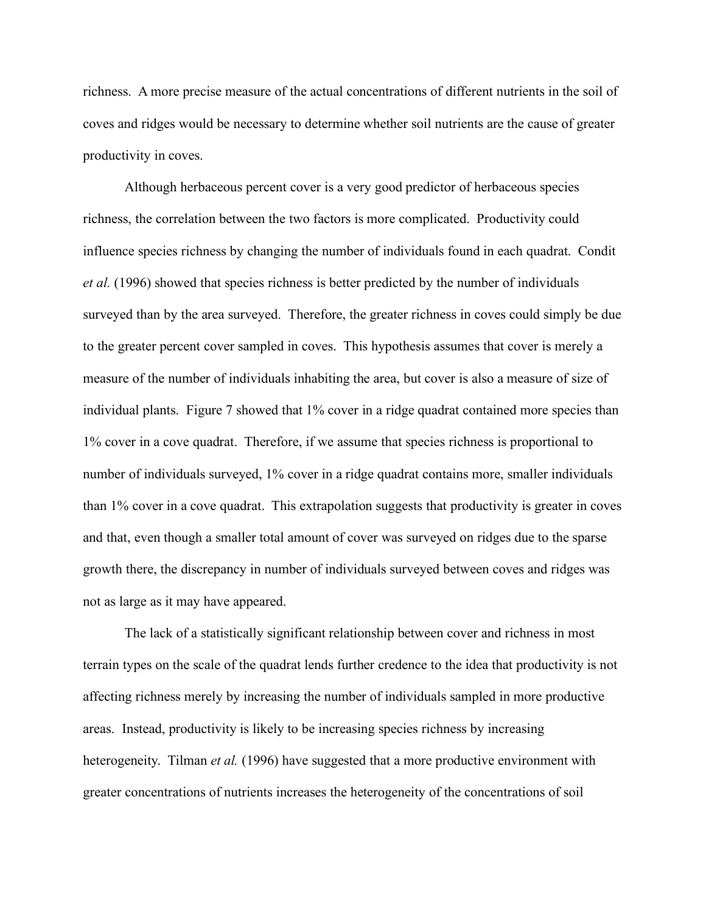richness. A more precise measure of the actual concentrations of different nutrients in the soil of coves and ridges would be necessary to determine whether soil nutrients are the cause of greater productivity in coves.

Although herbaceous percent cover is a very good predictor of herbaceous species richness, the correlation between the two factors is more complicated. Productivity could influence species richness by changing the number of individuals found in each quadrat. Condit *et al.* (1996) showed that species richness is better predicted by the number of individuals surveyed than by the area surveyed. Therefore, the greater richness in coves could simply be due to the greater percent cover sampled in coves. This hypothesis assumes that cover is merely a measure of the number of individuals inhabiting the area, but cover is also a measure of size of individual plants. Figure 7 showed that 1% cover in a ridge quadrat contained more species than 1% cover in a cove quadrat. Therefore, if we assume that species richness is proportional to number of individuals surveyed, 1% cover in a ridge quadrat contains more, smaller individuals than 1% cover in a cove quadrat. This extrapolation suggests that productivity is greater in coves and that, even though a smaller total amount of cover was surveyed on ridges due to the sparse growth there, the discrepancy in number of individuals surveyed between coves and ridges was not as large as it may have appeared.

The lack of a statistically significant relationship between cover and richness in most terrain types on the scale of the quadrat lends further credence to the idea that productivity is not affecting richness merely by increasing the number of individuals sampled in more productive areas. Instead, productivity is likely to be increasing species richness by increasing heterogeneity. Tilman *et al.* (1996) have suggested that a more productive environment with greater concentrations of nutrients increases the heterogeneity of the concentrations of soil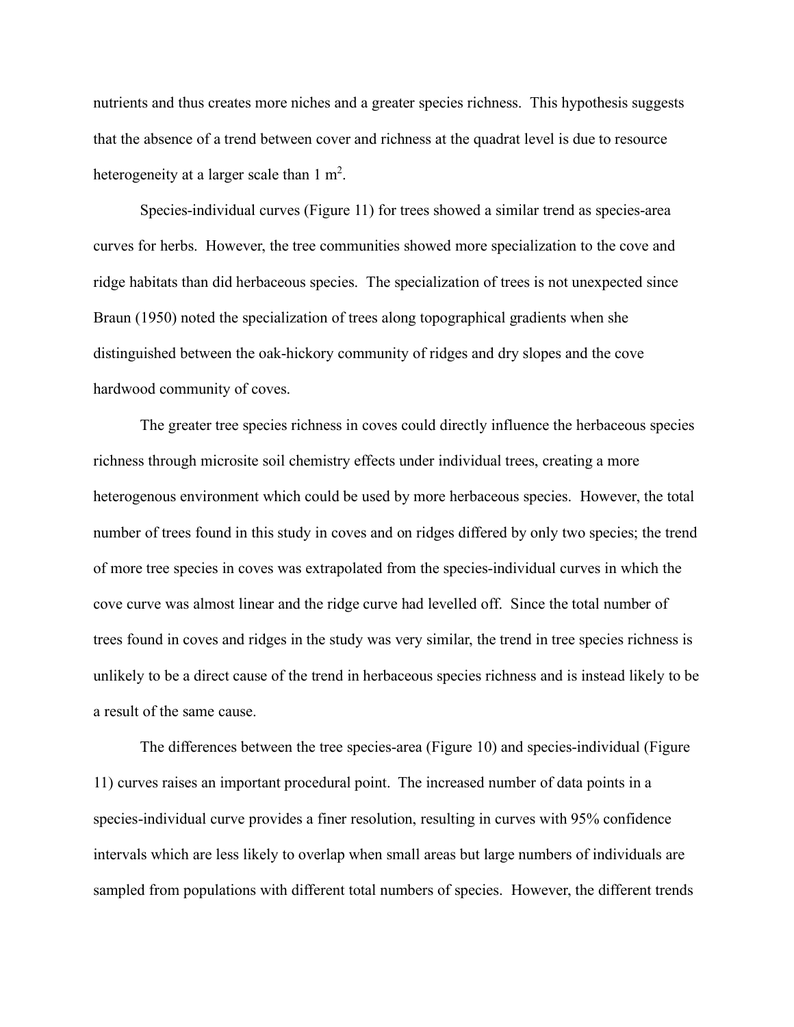nutrients and thus creates more niches and a greater species richness. This hypothesis suggests that the absence of a trend between cover and richness at the quadrat level is due to resource heterogeneity at a larger scale than 1 $m^2$.

Species-individual curves (Figure 11) for trees showed a similar trend as species-area curves for herbs. However, the tree communities showed more specialization to the cove and ridge habitats than did herbaceous species. The specialization of trees is not unexpected since Braun (1950) noted the specialization of trees along topographical gradients when she distinguished between the oak-hickory community of ridges and dry slopes and the cove hardwood community of coves.

The greater tree species richness in coves could directly influence the herbaceous species richness through microsite soil chemistry effects under individual trees, creating a more heterogenous environment which could be used by more herbaceous species. However, the total number of trees found in this study in coves and on ridges differed by only two species; the trend of more tree species in coves was extrapolated from the species-individual curves in which the cove curve was almost linear and the ridge curve had levelled off. Since the total number of trees found in coves and ridges in the study was very similar, the trend in tree species richness is unlikely to be a direct cause of the trend in herbaceous species richness and is instead likely to be a result of the same cause.

The differences between the tree species-area (Figure 10) and species-individual (Figure 11) curves raises an important procedural point. The increased number of data points in a species-individual curve provides a finer resolution, resulting in curves with 95% confidence intervals which are less likely to overlap when small areas but large numbers of individuals are sampled from populations with different total numbers of species. However, the different trends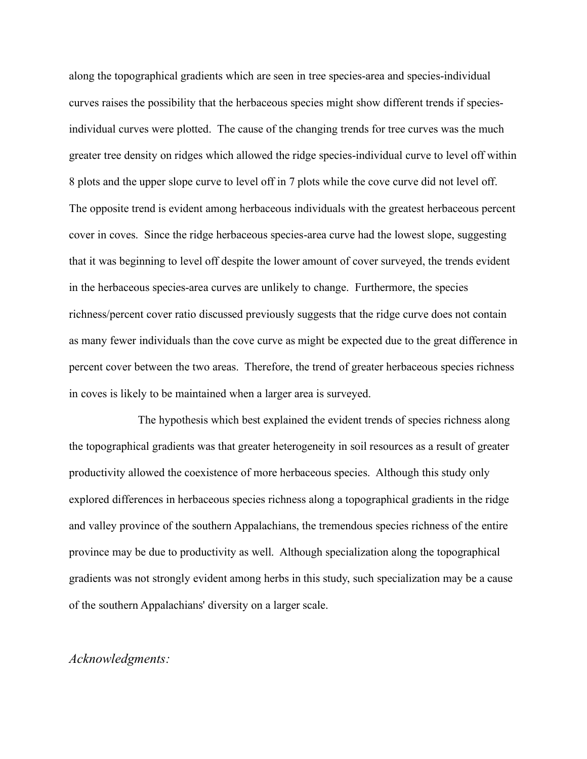along the topographical gradients which are seen in tree species-area and species-individual curves raises the possibility that the herbaceous species might show different trends if species-individual curves were plotted. The cause of the changing trends for tree curves was the much greater tree density on ridges which allowed the ridge species-individual curve to level off within 8 plots and the upper slope curve to level off in 7 plots while the cove curve did not level off. The opposite trend is evident among herbaceous individuals with the greatest herbaceous percent cover in coves. Since the ridge herbaceous species-area curve had the lowest slope, suggesting that it was beginning to level off despite the lower amount of cover surveyed, the trends evident in the herbaceous species-area curves are unlikely to change. Furthermore, the species richness/percent cover ratio discussed previously suggests that the ridge curve does not contain as many fewer individuals than the cove curve as might be expected due to the great difference in percent cover between the two areas. Therefore, the trend of greater herbaceous species richness in coves is likely to be maintained when a larger area is surveyed.

The hypothesis which best explained the evident trends of species richness along the topographical gradients was that greater heterogeneity in soil resources as a result of greater productivity allowed the coexistence of more herbaceous species. Although this study only explored differences in herbaceous species richness along a topographical gradients in the ridge and valley province of the southern Appalachians, the tremendous species richness of the entire province may be due to productivity as well. Although specialization along the topographical gradients was not strongly evident among herbs in this study, such specialization may be a cause of the southern Appalachians' diversity on a larger scale.

## *Acknowledgments:*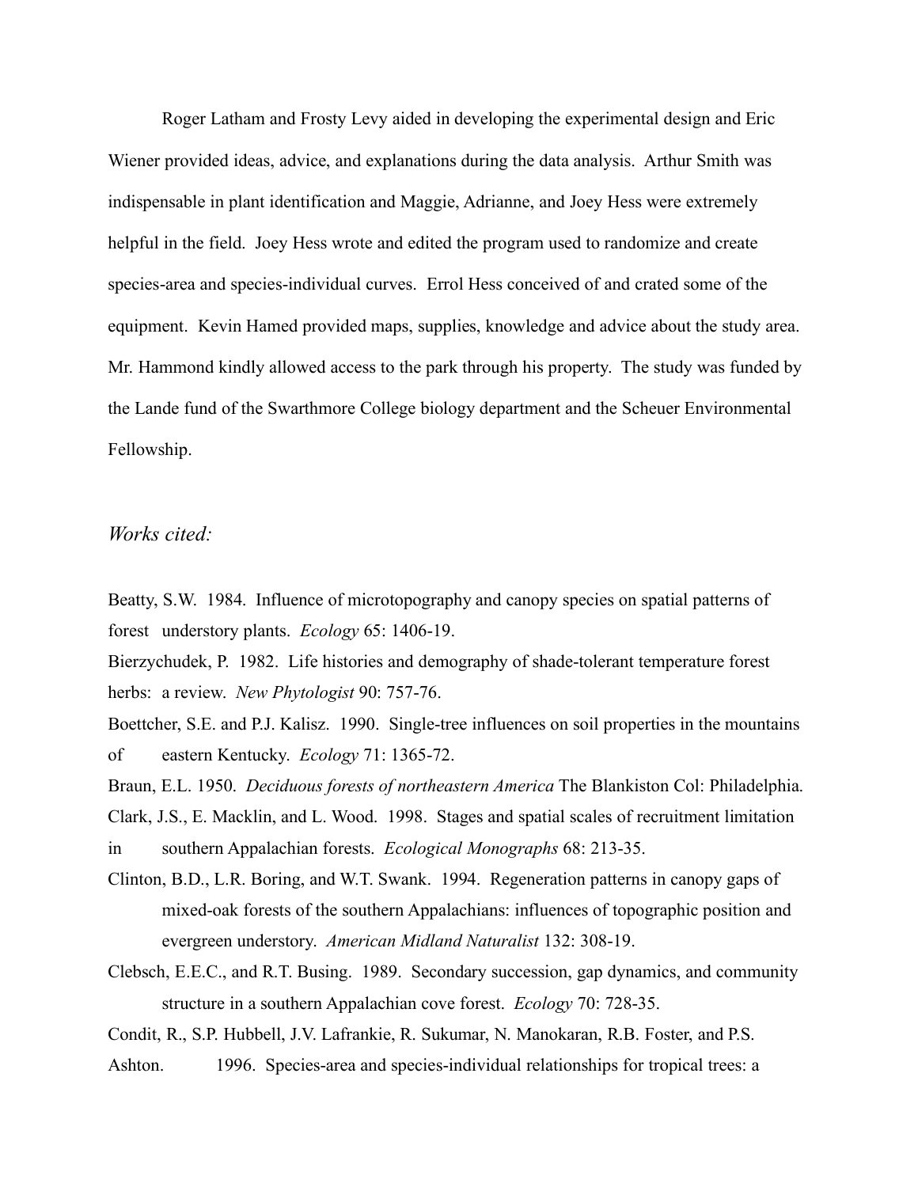Roger Latham and Frosty Levy aided in developing the experimental design and Eric Wiener provided ideas, advice, and explanations during the data analysis. Arthur Smith was indispensable in plant identification and Maggie, Adrianne, and Joey Hess were extremely helpful in the field. Joey Hess wrote and edited the program used to randomize and create species-area and species-individual curves. Errol Hess conceived of and crated some of the equipment. Kevin Hamed provided maps, supplies, knowledge and advice about the study area. Mr. Hammond kindly allowed access to the park through his property. The study was funded by the Lande fund of the Swarthmore College biology department and the Scheuer Environmental Fellowship.

## *Works cited:*

Beatty, S.W. 1984. Influence of microtopography and canopy species on spatial patterns of forest understory plants. *Ecology* 65: 1406-19.

Bierzychudek, P. 1982. Life histories and demography of shade-tolerant temperature forest herbs: a review. *New Phytologist* 90: 757-76.

Boettcher, S.E. and P.J. Kalisz. 1990. Single-tree influences on soil properties in the mountains of eastern Kentucky. *Ecology* 71: 1365-72.

Braun, E.L. 1950. *Deciduous forests of northeastern America* The Blankiston Col: Philadelphia.

Clark, J.S., E. Macklin, and L. Wood. 1998. Stages and spatial scales of recruitment limitation in southern Appalachian forests. *Ecological Monographs* 68: 213-35.

Clinton, B.D., L.R. Boring, and W.T. Swank. 1994. Regeneration patterns in canopy gaps of mixed-oak forests of the southern Appalachians: influences of topographic position and evergreen understory. *American Midland Naturalist* 132: 308-19.

Clebsch, E.E.C., and R.T. Busing. 1989. Secondary succession, gap dynamics, and community structure in a southern Appalachian cove forest. *Ecology* 70: 728-35.

Condit, R., S.P. Hubbell, J.V. Lafrankie, R. Sukumar, N. Manokaran, R.B. Foster, and P.S. Ashton. 1996. Species-area and species-individual relationships for tropical trees: a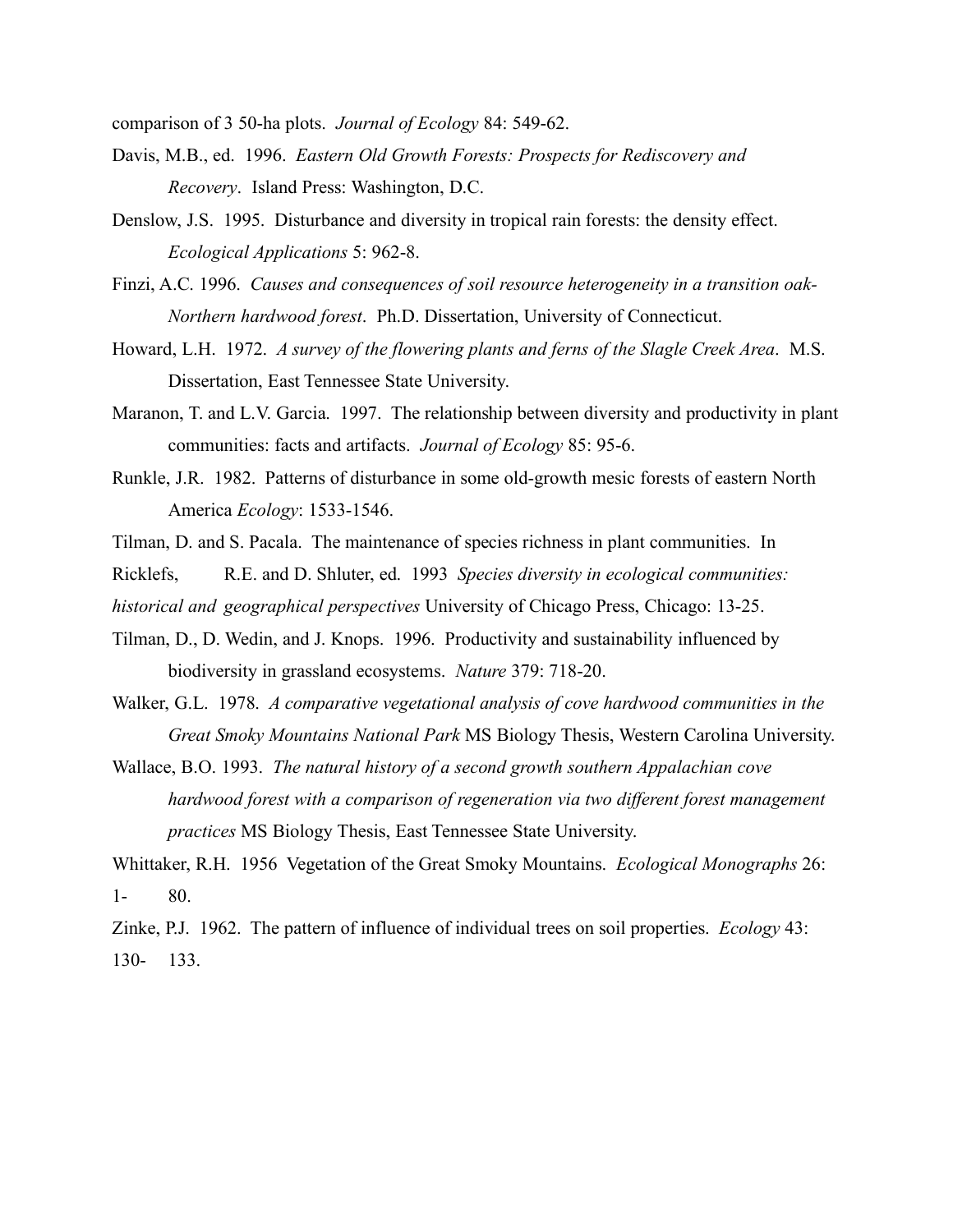comparison of 3 50-ha plots. *Journal of Ecology* 84: 549-62.

Davis, M.B., ed. 1996. *Eastern Old Growth Forests: Prospects for Rediscovery and Recovery*. Island Press: Washington, D.C.

Denslow, J.S. 1995. Disturbance and diversity in tropical rain forests: the density effect. *Ecological Applications* 5: 962-8.

Finzi, A.C. 1996. *Causes and consequences of soil resource heterogeneity in a transition oak-Northern hardwood forest*. Ph.D. Dissertation, University of Connecticut.

Howard, L.H. 1972. *A survey of the flowering plants and ferns of the Slagle Creek Area*. M.S. Dissertation, East Tennessee State University.

Maranon, T. and L.V. Garcia. 1997. The relationship between diversity and productivity in plant communities: facts and artifacts. *Journal of Ecology* 85: 95-6.

Runkle, J.R. 1982. Patterns of disturbance in some old-growth mesic forests of eastern North America *Ecology*: 1533-1546.

Tilman, D. and S. Pacala. The maintenance of species richness in plant communities. In Ricklefs, R.E. and D. Shluter, ed. 1993 *Species diversity in ecological communities: historical and geographical perspectives* University of Chicago Press, Chicago: 13-25.

Tilman, D., D. Wedin, and J. Knops. 1996. Productivity and sustainability influenced by biodiversity in grassland ecosystems. *Nature* 379: 718-20.

Walker, G.L. 1978. *A comparative vegetational analysis of cove hardwood communities in the Great Smoky Mountains National Park* MS Biology Thesis, Western Carolina University.

Wallace, B.O. 1993. *The natural history of a second growth southern Appalachian cove hardwood forest with a comparison of regeneration via two different forest management practices* MS Biology Thesis, East Tennessee State University.

Whittaker, R.H. 1956 Vegetation of the Great Smoky Mountains. *Ecological Monographs* 26: 1- 80.

Zinke, P.J. 1962. The pattern of influence of individual trees on soil properties. *Ecology* 43: 130- 133.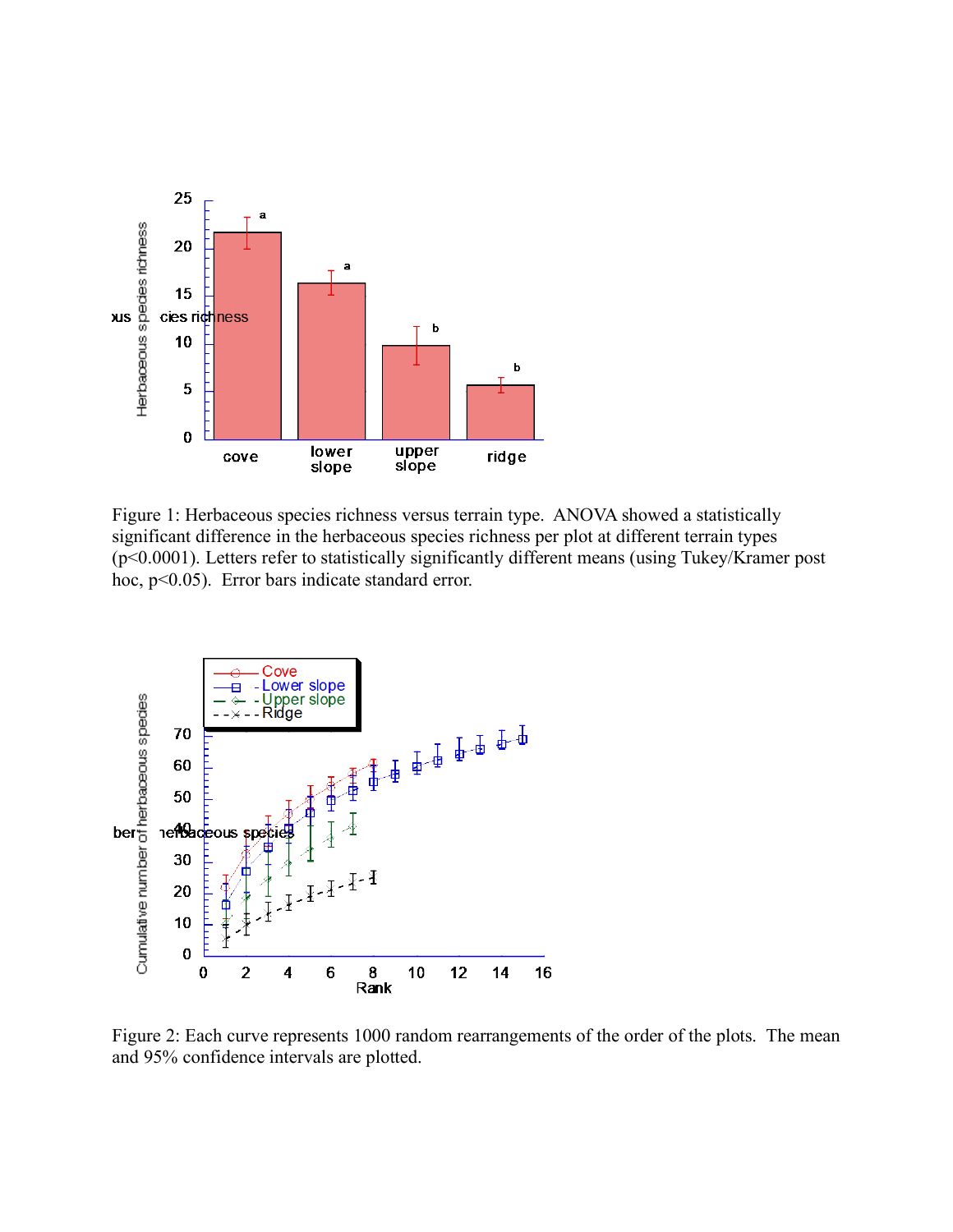Figure 1: Herbaceous species richness versus terrain type. ANOVA showed a statistically significant difference in the herbaceous species richness per plot at different terrain types ($p<0.0001$). Letters refer to statistically significantly different means (using Tukey/Kramer post hoc, $p<0.05$). Error bars indicate standard error.

Figure 2: Each curve represents 1000 random rearrangements of the order of the plots. The mean and 95% confidence intervals are plotted.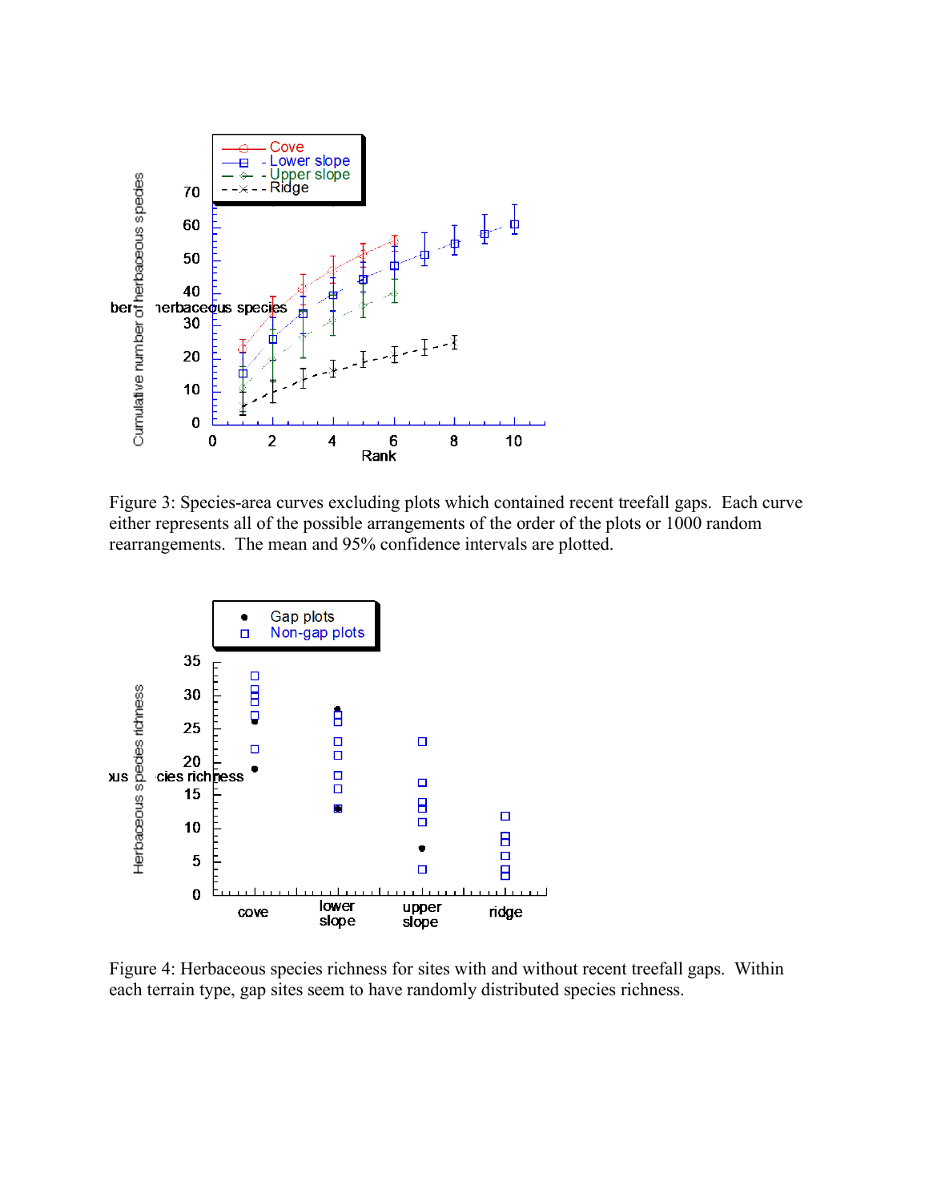Figure 3: Species-area curves excluding plots which contained recent treefall gaps. Each curve either represents all of the possible arrangements of the order of the plots or 1000 random rearrangements. The mean and 95% confidence intervals are plotted.

Figure 4: Herbaceous species richness for sites with and without recent treefall gaps. Within each terrain type, gap sites seem to have randomly distributed species richness.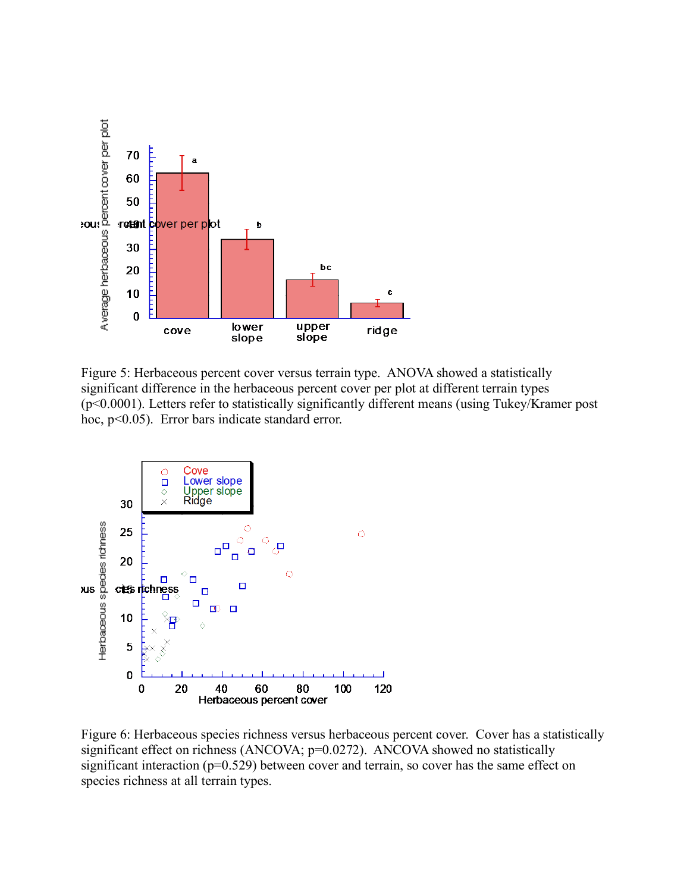Figure 5: Herbaceous percent cover versus terrain type. ANOVA showed a statistically significant difference in the herbaceous percent cover per plot at different terrain types ($p<0.0001$). Letters refer to statistically significantly different means (using Tukey/Kramer post hoc, $p<0.05$). Error bars indicate standard error.

Figure 6: Herbaceous species richness versus herbaceous percent cover. Cover has a statistically significant effect on richness (ANCOVA; $p=0.0272$). ANCOVA showed no statistically significant interaction ($p=0.529$) between cover and terrain, so cover has the same effect on species richness at all terrain types.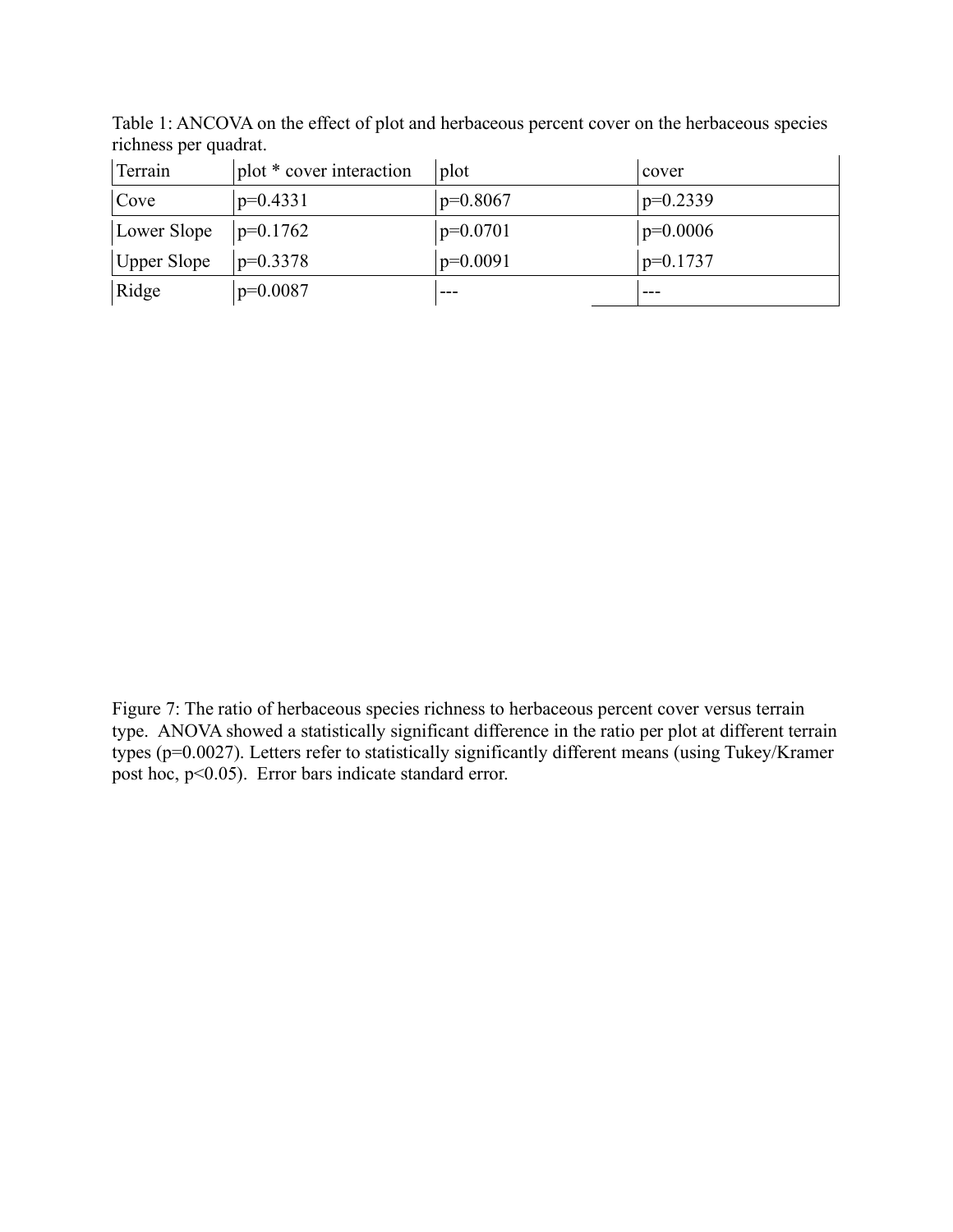Table 1: ANCOVA on the effect of plot and herbaceous percent cover on the herbaceous species richness per quadrat.

| Terrain | plot * cover interaction | plot | cover |
| --- | --- | --- | --- |
| Cove | $p=0.4331$ | $p=0.8067$ | $p=0.2339$ |
| Lower Slope | $p=0.1762$ | $p=0.0701$ | $p=0.0006$ |
| Upper Slope | $p=0.3378$ | $p=0.0091$ | $p=0.1737$ |
| Ridge | $p=0.0087$ | --- | --- |

Figure 7: The ratio of herbaceous species richness to herbaceous percent cover versus terrain type. ANOVA showed a statistically significant difference in the ratio per plot at different terrain types ($p=0.0027$). Letters refer to statistically significantly different means (using Tukey/Kramer post hoc, $p<0.05$). Error bars indicate standard error.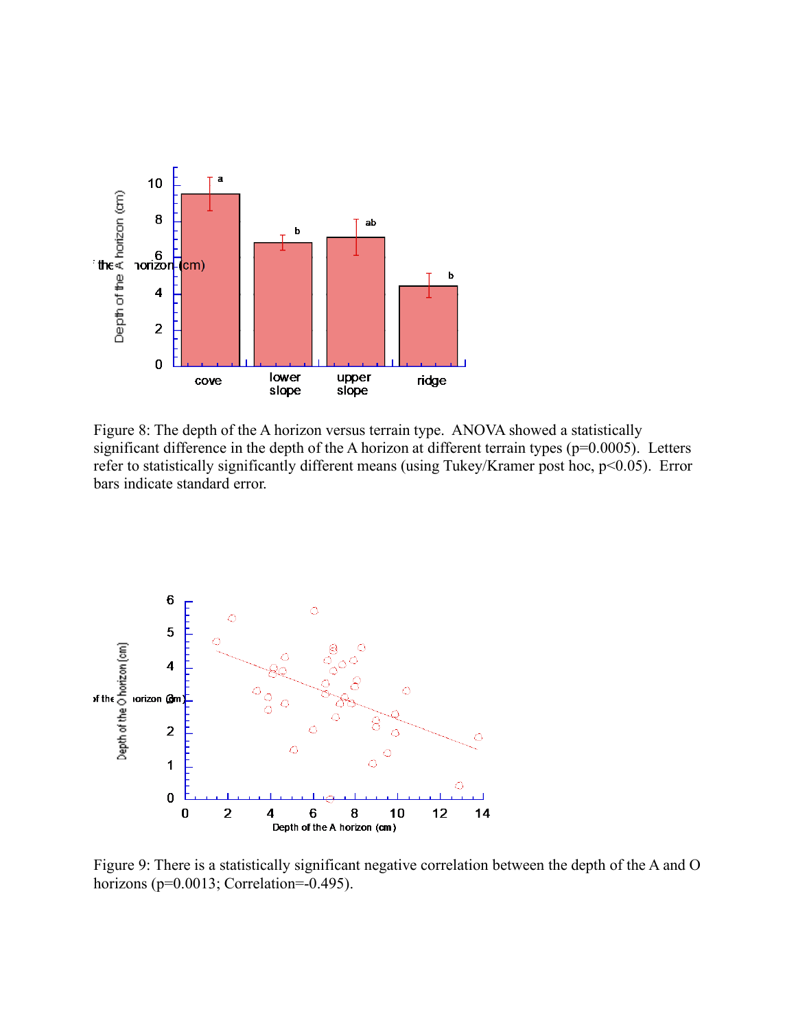Figure 8: The depth of the A horizon versus terrain type. ANOVA showed a statistically significant difference in the depth of the A horizon at different terrain types ($p=0.0005$). Letters refer to statistically significantly different means (using Tukey/Kramer post hoc, $p<0.05$). Error bars indicate standard error.

Figure 9: There is a statistically significant negative correlation between the depth of the A and O horizons ($p=0.0013$; Correlation=-0.495).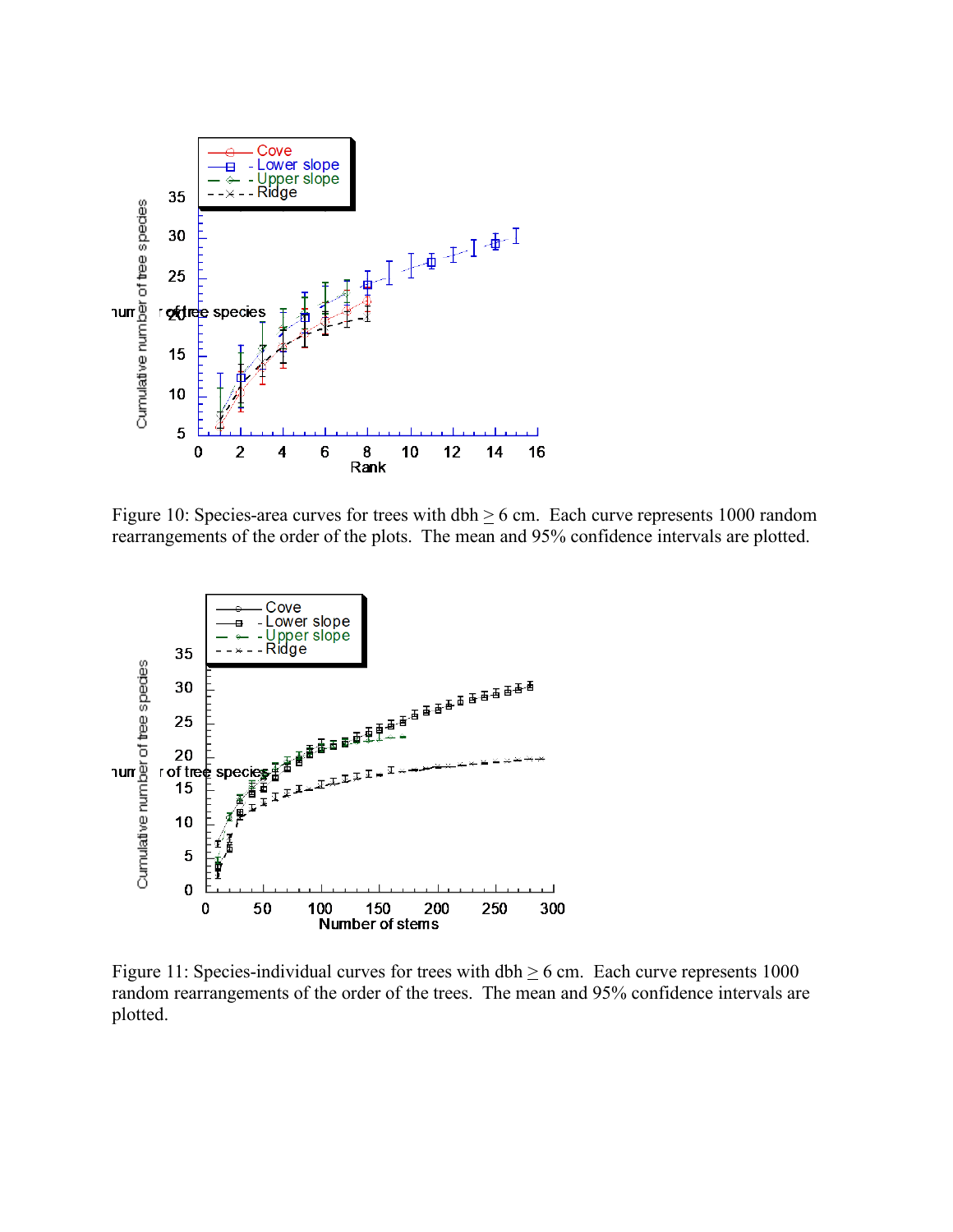Cove
Lower slope
Upper slope
Ridge

Cumulative number of tree species

35
30
25
20
15
10
5

0 2 4 6 8 10 12 14 16

Rank

Figure 10: Species-area curves for trees with dbh $\geq$ 6 cm. Each curve represents 1000 random rearrangements of the order of the plots. The mean and 95% confidence intervals are plotted.

Cove
Lower slope
Upper slope
Ridge

Cumulative number of tree species

35
30
25
20
15
10
5
0

0 50 100 150 200 250 300

Number of stems

Figure 11: Species-individual curves for trees with dbh $\geq$ 6 cm. Each curve represents 1000 random rearrangements of the order of the trees. The mean and 95% confidence intervals are plotted.